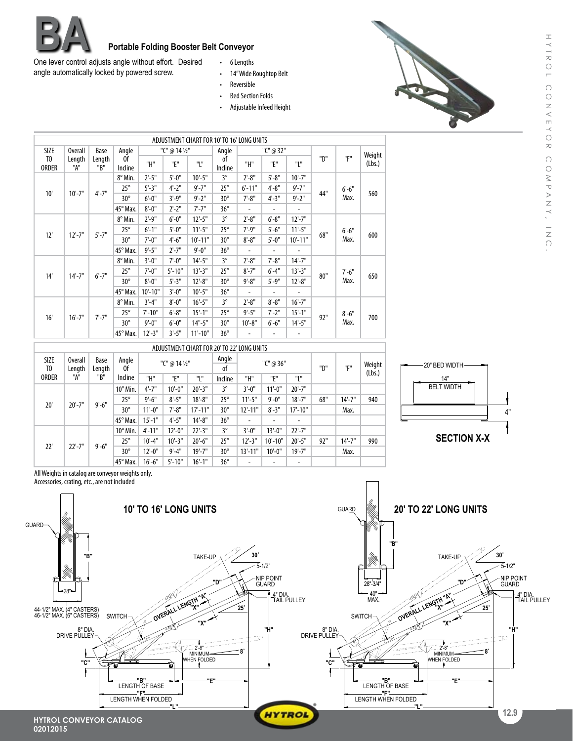# BA

## Portable Folding Booster Belt Conveyor

One lever control adjusts angle without effort. Desired angle automatically locked by powered screw.

- 6 Lengths
- 14" Wide Roughtop Belt
- Reversible
- Bed Section Folds
- Adjustable Infeed Height

### ADJUSTMENT CHART FOR 10' TO 16' LONG UNITS

| SIZE TO ORDER | Overall Length "A" | Base Length "B" | Angle Of Incline | "C" @ 14½" "H" | "C" @ 14½" "E" | "C" @ 14½" "L" | Angle of Incline | "C" @ 32" "H" | "C" @ 32" "E" | "C" @ 32" "L" | "D" | "F" | Weight (Lbs.) |
|---|---|---|---|---|---|---|---|---|---|---|---|---|---|
| 10' | 10'-7" | 4'-7" | 8° Min. | 2'-5" | 5'-0" | 10'-5" | 3° | 2'-8" | 5'-8" | 10'-7" | 44" | 6'-6" Max. | 560 |
| | | | 25° | 5'-3" | 4'-2" | 9'-7" | 25° | 6'-11" | 4'-8" | 9'-7" | | | |
| | | | 30° | 6'-0" | 3'-9" | 9'-2" | 30° | 7'-8" | 4'-3" | 9'-2" | | | |
| | | | 45° Max. | 8'-0" | 2'-2" | 7'-7" | 36° | - | - | - | | | |
| 12' | 12'-7" | 5'-7" | 8° Min. | 2'-9" | 6'-0" | 12'-5" | 3° | 2'-8" | 6'-8" | 12'-7" | 68" | 6'-6" Max. | 600 |
| | | | 25° | 6'-1" | 5'-0" | 11'-5" | 25° | 7'-9" | 5'-6" | 11'-5" | | | |
| | | | 30° | 7'-0" | 4'-6" | 10'-11" | 30° | 8'-8" | 5'-0" | 10'-11" | | | |
| | | | 45° Max. | 9'-5" | 2'-7" | 9'-0" | 36° | - | - | - | | | |
| 14' | 14'-7" | 6'-7" | 8° Min. | 3'-0" | 7'-0" | 14'-5" | 3° | 2'-8" | 7'-8" | 14'-7" | 80" | 7'-6" Max. | 650 |
| | | | 25° | 7'-0" | 5'-10" | 13'-3" | 25° | 8'-7" | 6'-4" | 13'-3" | | | |
| | | | 30° | 8'-0" | 5'-3" | 12'-8" | 30° | 9'-8" | 5'-9" | 12'-8" | | | |
| | | | 45° Max. | 10'-10" | 3'-0" | 10'-5" | 36° | - | - | - | | | |
| 16' | 16'-7" | 7'-7" | 8° Min. | 3'-4" | 8'-0" | 16'-5" | 3° | 2'-8" | 8'-8" | 16'-7" | 92" | 8'-6" Max. | 700 |
| | | | 25° | 7'-10" | 6'-8" | 15'-1" | 25° | 9'-5" | 7'-2" | 15'-1" | | | |
| | | | 30° | 9'-0" | 6'-0" | 14"-5" | 30° | 10'-8" | 6'-6" | 14'-5" | | | |
| | | | 45° Max. | 12'-3" | 3'-5" | 11'-10" | 36° | - | - | - | | | |

### ADJUSTMENT CHART FOR 20' TO 22' LONG UNITS

| SIZE TO ORDER | Overall Length "A" | Base Length "B" | Angle Of Incline | "C" @ 14½" "H" | "C" @ 14½" "E" | "C" @ 14½" "L" | Angle of Incline | "C" @ 36" "H" | "C" @ 36" "E" | "C" @ 36" "L" | "D" | "F" | Weight (Lbs.) |
|---|---|---|---|---|---|---|---|---|---|---|---|---|---|
| 20' | 20'-7" | 9'-6" | 10° Min. | 4'-7" | 10'-0" | 20'-3" | 3° | 3'-0" | 11'-0" | 20'-7" | 68" | 14'-7" Max. | 940 |
| | | | 25° | 9'-6" | 8'-5" | 18'-8" | 25° | 11'-5" | 9'-0" | 18'-7" | | | |
| | | | 30° | 11'-0" | 7'-8" | 17'-11" | 30° | 12'-11" | 8'-3" | 17'-10" | | | |
| | | | 45° Max. | 15'-1" | 4'-5" | 14'-8" | 36° | - | - | - | | | |
| 22' | 22'-7" | 9'-6" | 10° Min. | 4'-11" | 12'-0" | 22'-3" | 3° | 3'-0" | 13'-0" | 22'-7" | 92" | 14'-7" Max. | 990 |
| | | | 25° | 10'-4" | 10'-3" | 20'-6" | 25° | 12'-3" | 10'-10" | 20'-5" | | | |
| | | | 30° | 12'-0" | 9'-4" | 19'-7" | 30° | 13'-11" | 10'-0" | 19'-7" | | | |
| | | | 45° Max. | 16'-6" | 5'-10" | 16'-1" | 36° | - | - | - | | | |

All Weights in catalog are conveyor weights only.
Accessories, crating, etc., are not included

SECTION X-X: 20" BED WIDTH, 14" BELT WIDTH, 4"

**10' TO 16' LONG UNITS**

GUARD, "B", 28", 44-1/2" MAX. (4" CASTERS), 46-1/2" MAX. (6" CASTERS), TAKE-UP, 30°, 5-1/2", "D", NIP POINT GUARD, 4" DIA. TAIL PULLEY, OVERALL LENGTH "A", "X", 25°, SWITCH, "H", 8" DIA. DRIVE PULLEY, 2'-8" MINIMUM WHEN FOLDED, 8°, "C", "B" LENGTH OF BASE, "E", "F" LENGTH WHEN FOLDED, "L"

**20' TO 22' LONG UNITS**

GUARD, "B", 28"-3/4", 40" MAX., TAKE-UP, 30°, 5-1/2", "D", NIP POINT GUARD, 4" DIA. TAIL PULLEY, OVERALL LENGTH "A", "X", 25°, SWITCH, "H", 8" DIA. DRIVE PULLEY, 2'-8" MINIMUM WHEN FOLDED, 8°, "C", "B" LENGTH OF BASE, "E", "F" LENGTH WHEN FOLDED, "L"

HYTROL CONVEYOR CATALOG
02012015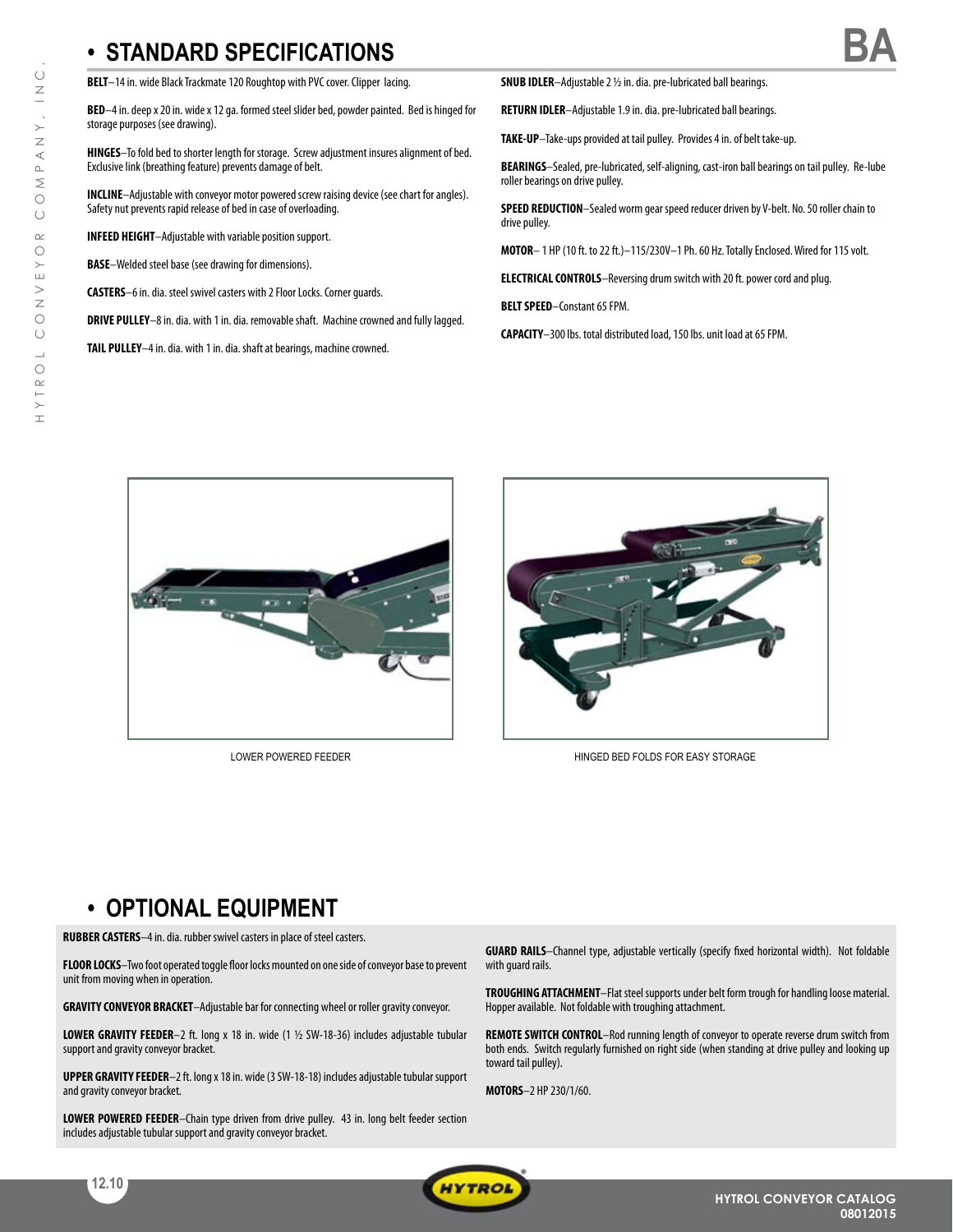# • STANDARD SPECIFICATIONS

**BA**

**BELT**–14 in. wide Black Trackmate 120 Roughtop with PVC cover. Clipper lacing.

**BED**–4 in. deep x 20 in. wide x 12 ga. formed steel slider bed, powder painted. Bed is hinged for storage purposes (see drawing).

**HINGES**–To fold bed to shorter length for storage. Screw adjustment insures alignment of bed. Exclusive link (breathing feature) prevents damage of belt.

**INCLINE**–Adjustable with conveyor motor powered screw raising device (see chart for angles). Safety nut prevents rapid release of bed in case of overloading.

**INFEED HEIGHT**–Adjustable with variable position support.

**BASE**–Welded steel base (see drawing for dimensions).

**CASTERS**–6 in. dia. steel swivel casters with 2 Floor Locks. Corner guards.

**DRIVE PULLEY**–8 in. dia. with 1 in. dia. removable shaft. Machine crowned and fully lagged.

**TAIL PULLEY**–4 in. dia. with 1 in. dia. shaft at bearings, machine crowned.

**SNUB IDLER**–Adjustable 2 ½ in. dia. pre-lubricated ball bearings.

**RETURN IDLER**–Adjustable 1.9 in. dia. pre-lubricated ball bearings.

**TAKE-UP**–Take-ups provided at tail pulley. Provides 4 in. of belt take-up.

**BEARINGS**–Sealed, pre-lubricated, self-aligning, cast-iron ball bearings on tail pulley. Re-lube roller bearings on drive pulley.

**SPEED REDUCTION**–Sealed worm gear speed reducer driven by V-belt. No. 50 roller chain to drive pulley.

**MOTOR**– 1 HP (10 ft. to 22 ft.)–115/230V–1 Ph. 60 Hz. Totally Enclosed. Wired for 115 volt.

**ELECTRICAL CONTROLS**–Reversing drum switch with 20 ft. power cord and plug.

**BELT SPEED**–Constant 65 FPM.

**CAPACITY**–300 lbs. total distributed load, 150 lbs. unit load at 65 FPM.

LOWER POWERED FEEDER

HINGED BED FOLDS FOR EASY STORAGE

# • OPTIONAL EQUIPMENT

**RUBBER CASTERS**–4 in. dia. rubber swivel casters in place of steel casters.

**FLOOR LOCKS**–Two foot operated toggle floor locks mounted on one side of conveyor base to prevent unit from moving when in operation.

**GRAVITY CONVEYOR BRACKET**–Adjustable bar for connecting wheel or roller gravity conveyor.

**LOWER GRAVITY FEEDER**–2 ft. long x 18 in. wide (1 ½ SW-18-36) includes adjustable tubular support and gravity conveyor bracket.

**UPPER GRAVITY FEEDER**–2 ft. long x 18 in. wide (3 SW-18-18) includes adjustable tubular support and gravity conveyor bracket.

**LOWER POWERED FEEDER**–Chain type driven from drive pulley. 43 in. long belt feeder section includes adjustable tubular support and gravity conveyor bracket.

**GUARD RAILS**–Channel type, adjustable vertically (specify fixed horizontal width). Not foldable with guard rails.

**TROUGHING ATTACHMENT**–Flat steel supports under belt form trough for handling loose material. Hopper available. Not foldable with troughing attachment.

**REMOTE SWITCH CONTROL**–Rod running length of conveyor to operate reverse drum switch from both ends. Switch regularly furnished on right side (when standing at drive pulley and looking up toward tail pulley).

**MOTORS**–2 HP 230/1/60.